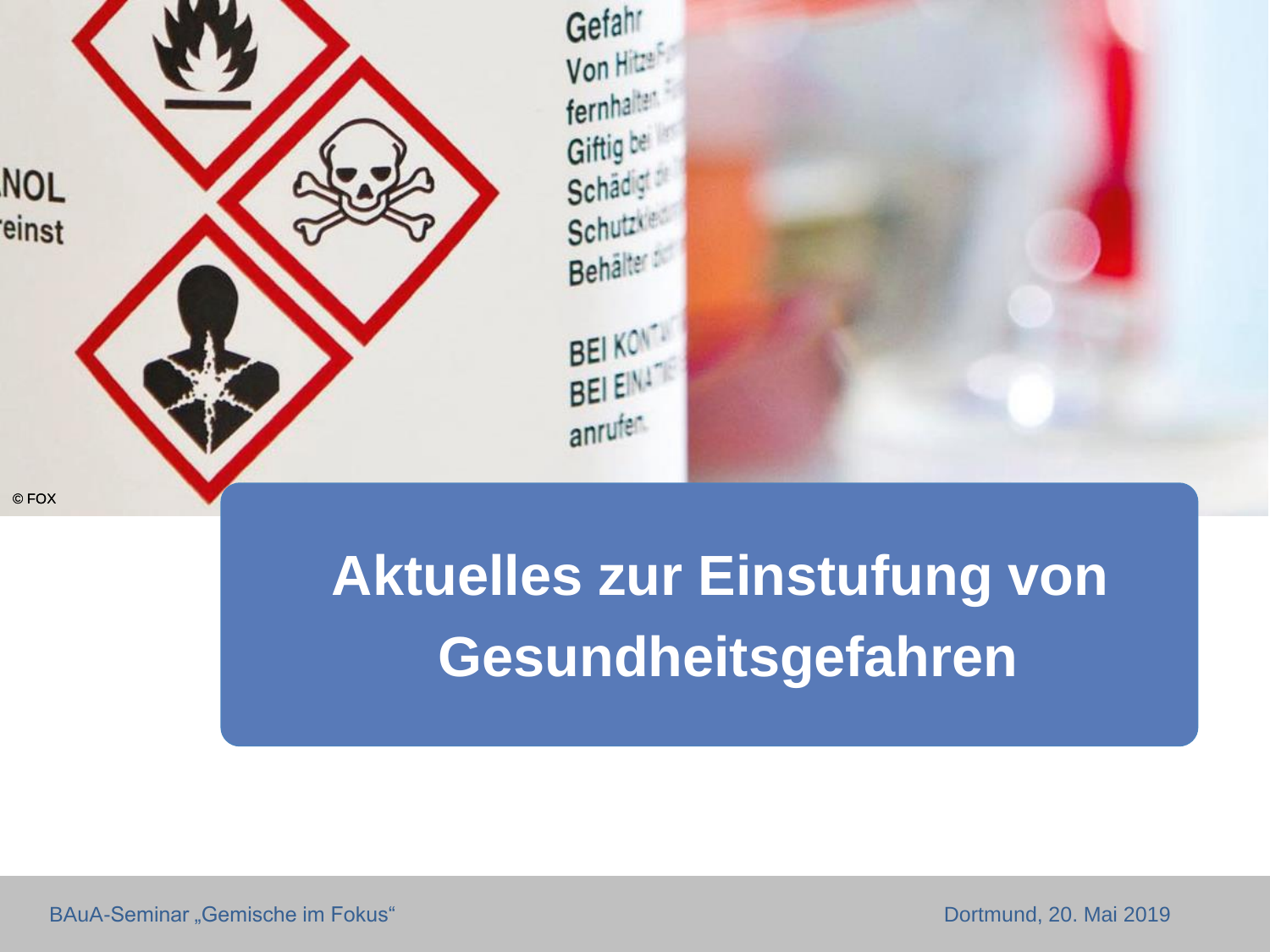# Aktuelles zur Einstufung von Gesundheitsgefahren

© FOX

BAuA-Seminar „Gemische im Fokus“

Dortmund, 20. Mai 2019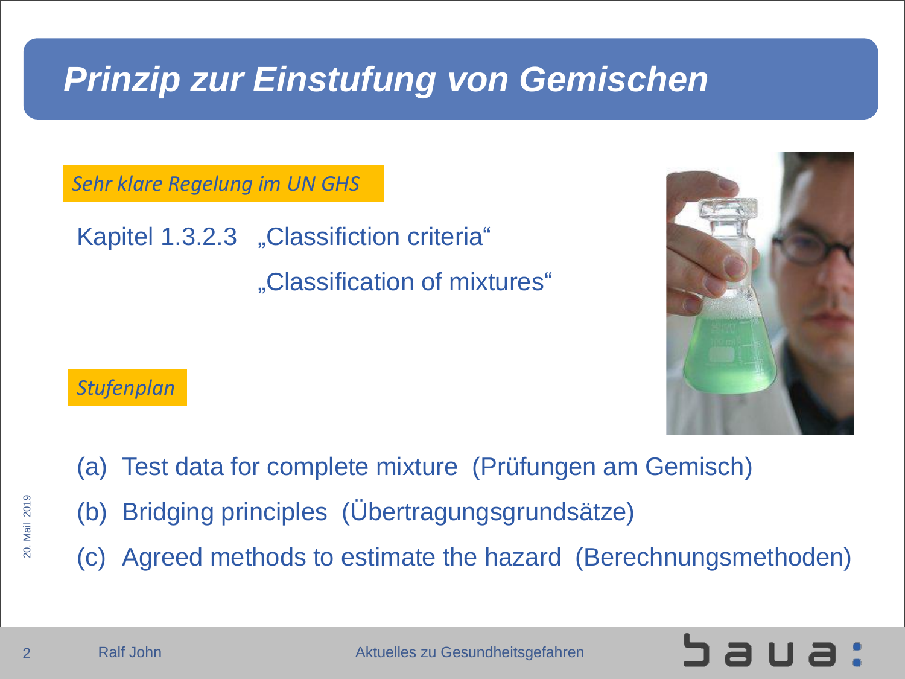# Prinzip zur Einstufung von Gemischen

*Sehr klare Regelung im UN GHS*

Kapitel 1.3.2.3 „Classifiction criteria“

„Classification of mixtures“

*Stufenplan*

(a) Test data for complete mixture (Prüfungen am Gemisch)

(b) Bridging principles (Übertragungsgrundsätze)

(c) Agreed methods to estimate the hazard (Berechnungsmethoden)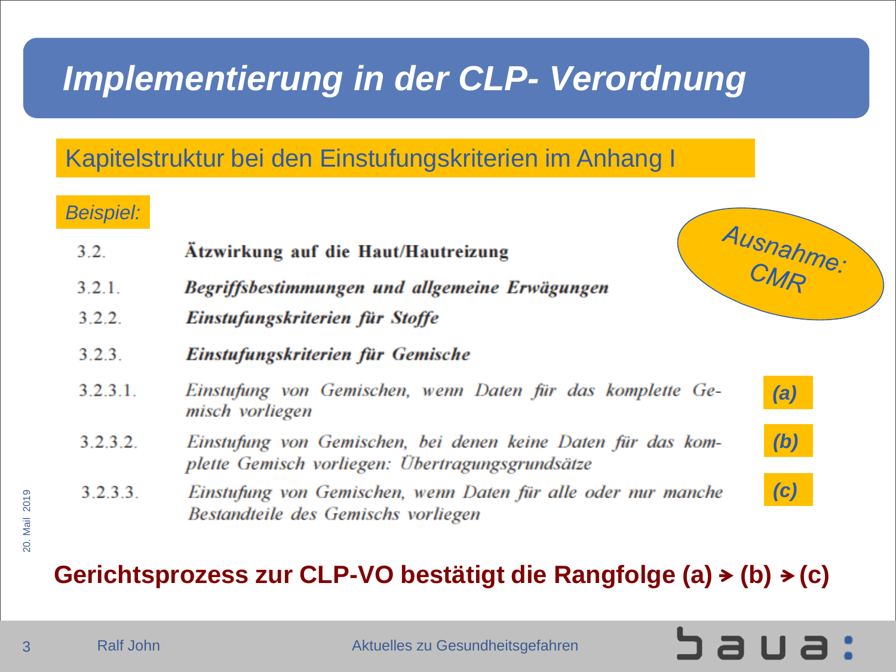# Implementierung in der CLP- Verordnung

## Kapitelstruktur bei den Einstufungskriterien im Anhang I

*Beispiel:*

Ausnahme: CMR

3.2. **Ätzwirkung auf die Haut/Hautreizung**

3.2.1. ***Begriffsbestimmungen und allgemeine Erwägungen***

3.2.2. ***Einstufungskriterien für Stoffe***

3.2.3. ***Einstufungskriterien für Gemische***

3.2.3.1. *Einstufung von Gemischen, wenn Daten für das komplette Gemisch vorliegen* — ***(a)***

3.2.3.2. *Einstufung von Gemischen, bei denen keine Daten für das komplette Gemisch vorliegen: Übertragungsgrundsätze* — ***(b)***

3.2.3.3. *Einstufung von Gemischen, wenn Daten für alle oder nur manche Bestandteile des Gemischs vorliegen* — ***(c)***

**Gerichtsprozess zur CLP-VO bestätigt die Rangfolge (a) ➔ (b) ➔ (c)**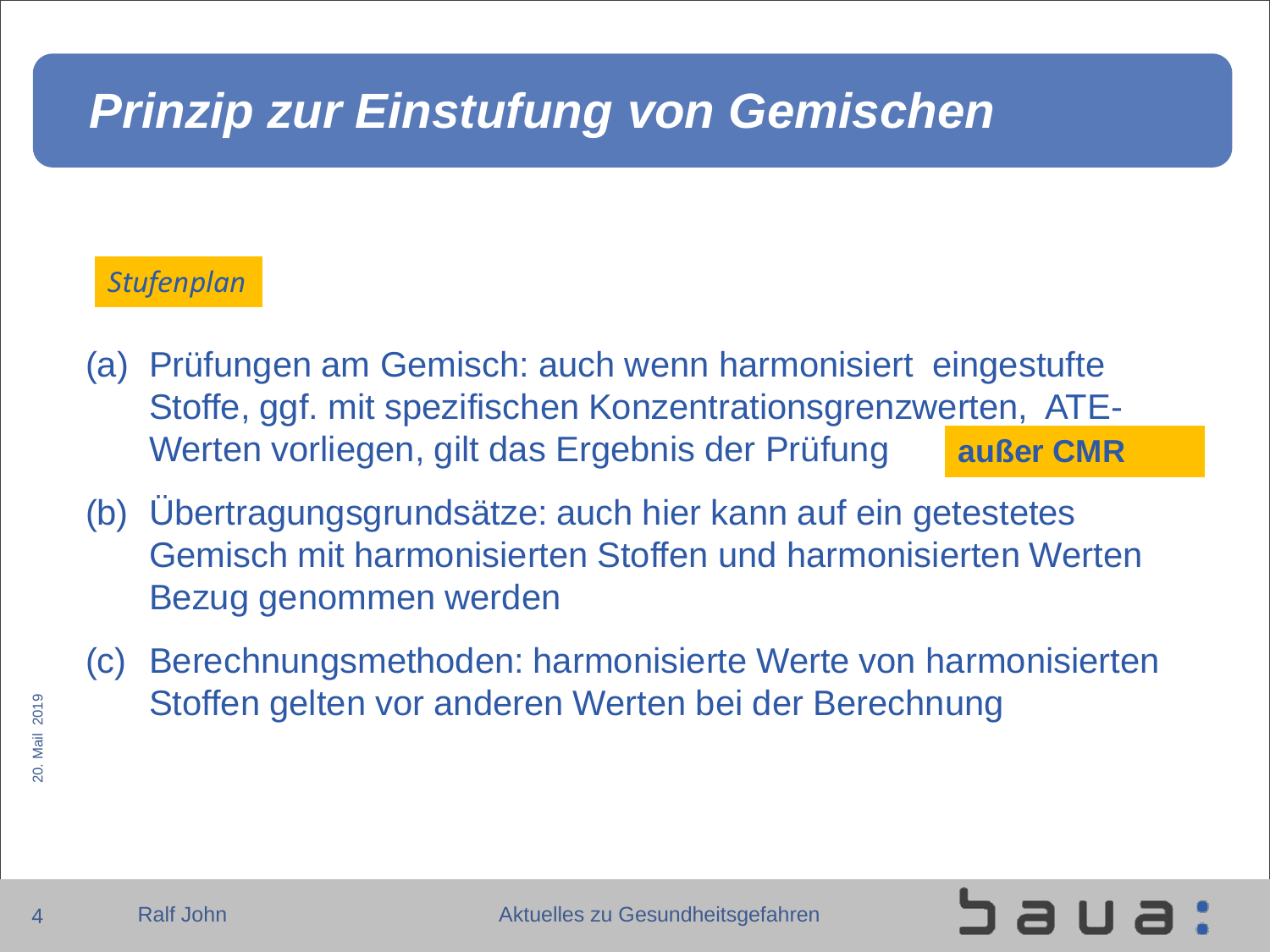# Prinzip zur Einstufung von Gemischen

*Stufenplan*

(a) Prüfungen am Gemisch: auch wenn harmonisiert eingestufte Stoffe, ggf. mit spezifischen Konzentrationsgrenzwerten, ATE-Werten vorliegen, gilt das Ergebnis der Prüfung **außer CMR**

(b) Übertragungsgrundsätze: auch hier kann auf ein getestetes Gemisch mit harmonisierten Stoffen und harmonisierten Werten Bezug genommen werden

(c) Berechnungsmethoden: harmonisierte Werte von harmonisierten Stoffen gelten vor anderen Werten bei der Berechnung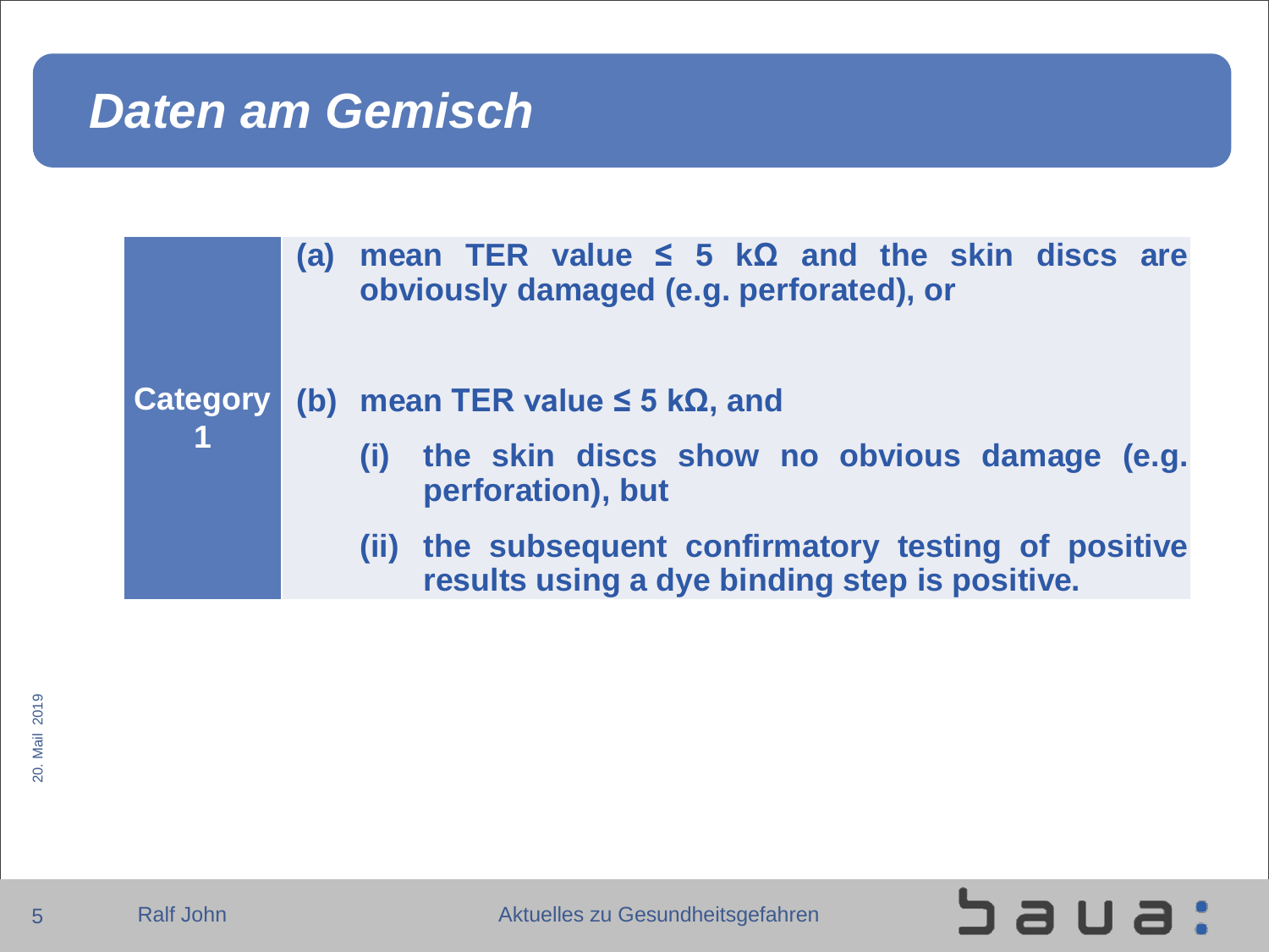# Daten am Gemisch

| | |
|---|---|
| **Category 1** | **(a) mean TER value ≤ 5 kΩ and the skin discs are obviously damaged (e.g. perforated), or**<br><br>**(b) mean TER value ≤ 5 kΩ, and**<br>**(i) the skin discs show no obvious damage (e.g. perforation), but**<br>**(ii) the subsequent confirmatory testing of positive results using a dye binding step is positive.** |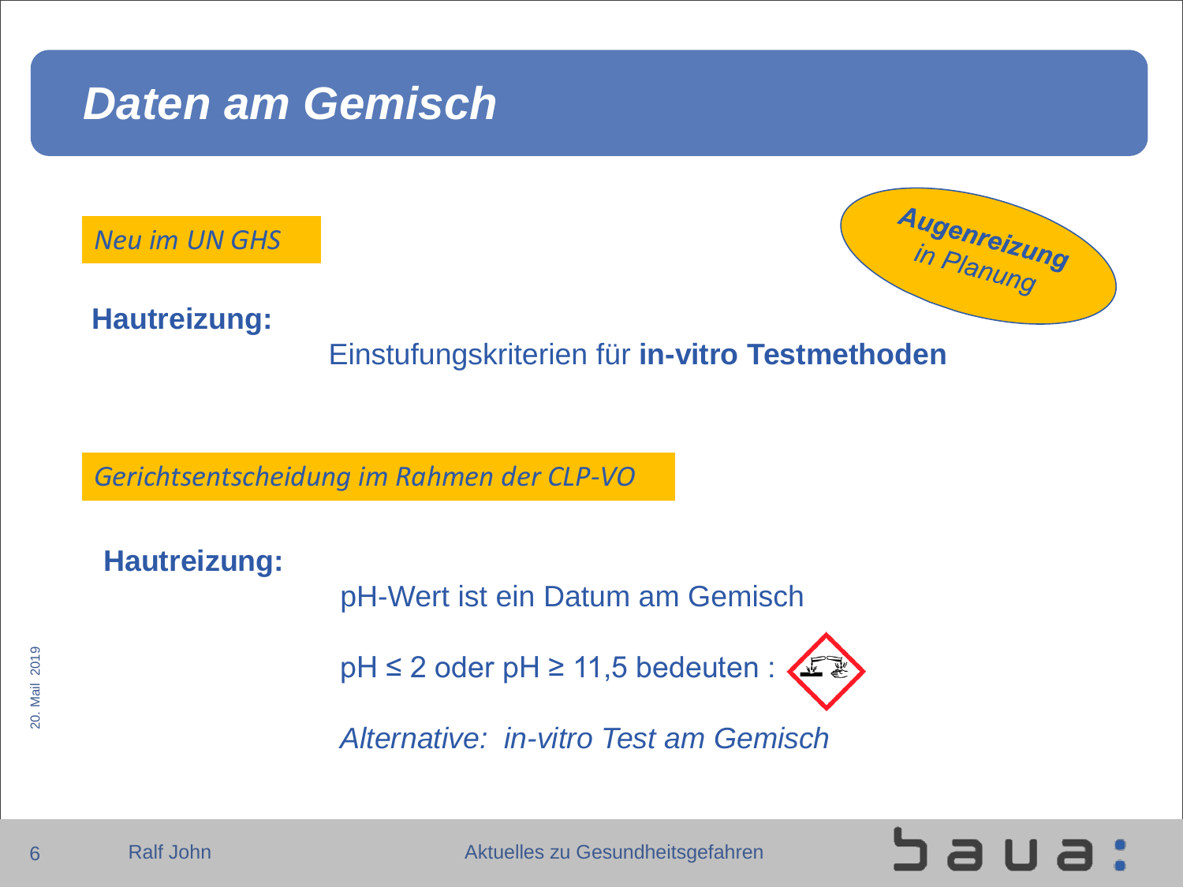# Daten am Gemisch

*Neu im UN GHS*

**Augenreizung** in Planung

**Hautreizung:**

Einstufungskriterien für **in-vitro Testmethoden**

*Gerichtsentscheidung im Rahmen der CLP-VO*

**Hautreizung:**

pH-Wert ist ein Datum am Gemisch

pH ≤ 2 oder pH ≥ 11,5 bedeuten :

*Alternative: in-vitro Test am Gemisch*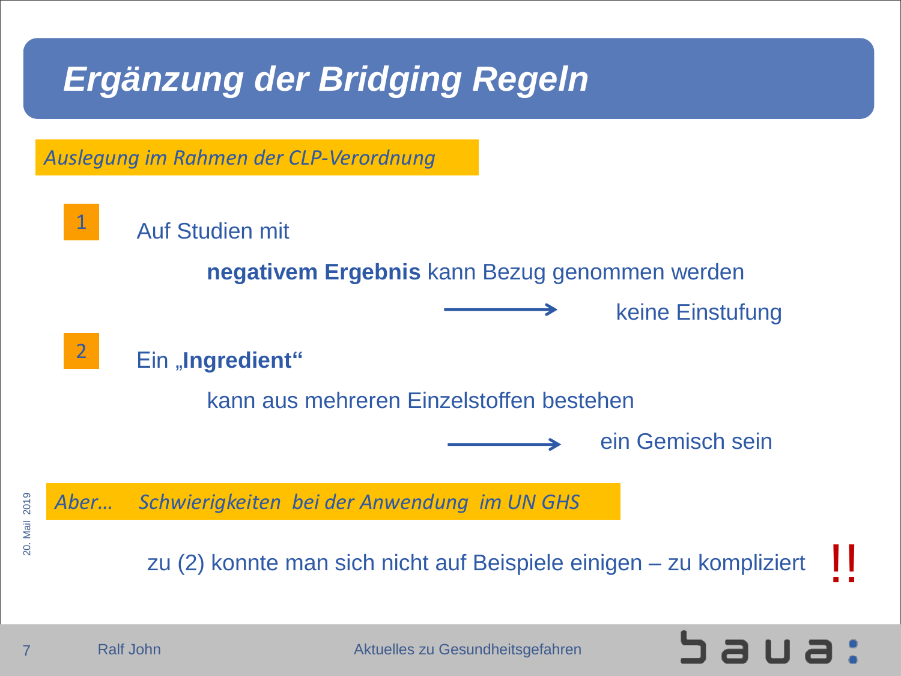# Ergänzung der Bridging Regeln

*Auslegung im Rahmen der CLP-Verordnung*

1. Auf Studien mit

   **negativem Ergebnis** kann Bezug genommen werden

   → keine Einstufung

2. Ein „**Ingredient“**

   kann aus mehreren Einzelstoffen bestehen

   → ein Gemisch sein

*Aber… Schwierigkeiten bei der Anwendung im UN GHS*

zu (2) konnte man sich nicht auf Beispiele einigen – zu kompliziert !!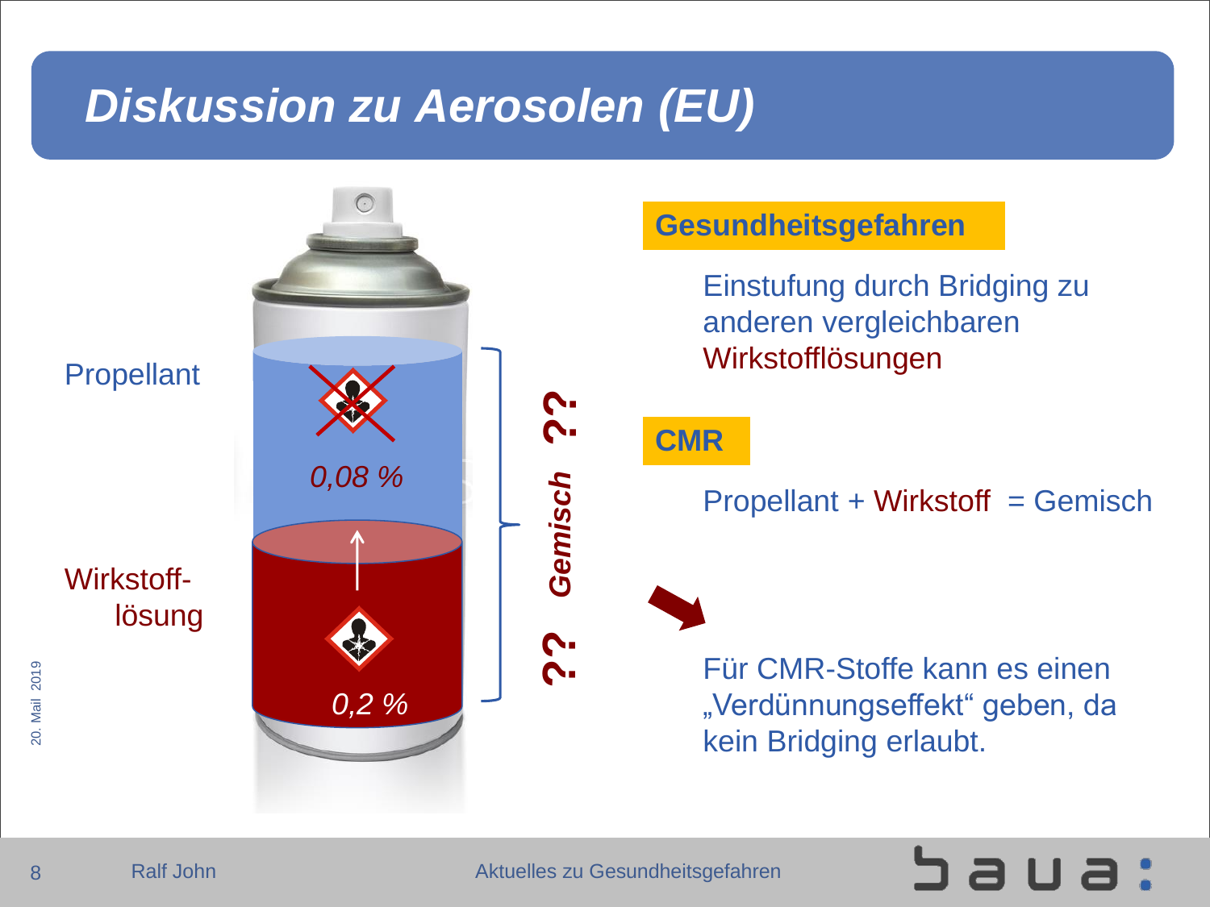# Diskussion zu Aerosolen (EU)

Propellant

0,08 %

Wirkstoff-lösung

0,2 %

?? Gemisch ??

**Gesundheitsgefahren**

Einstufung durch Bridging zu anderen vergleichbaren Wirkstofflösungen

**CMR**

Propellant + Wirkstoff = Gemisch

Für CMR-Stoffe kann es einen „Verdünnungseffekt“ geben, da kein Bridging erlaubt.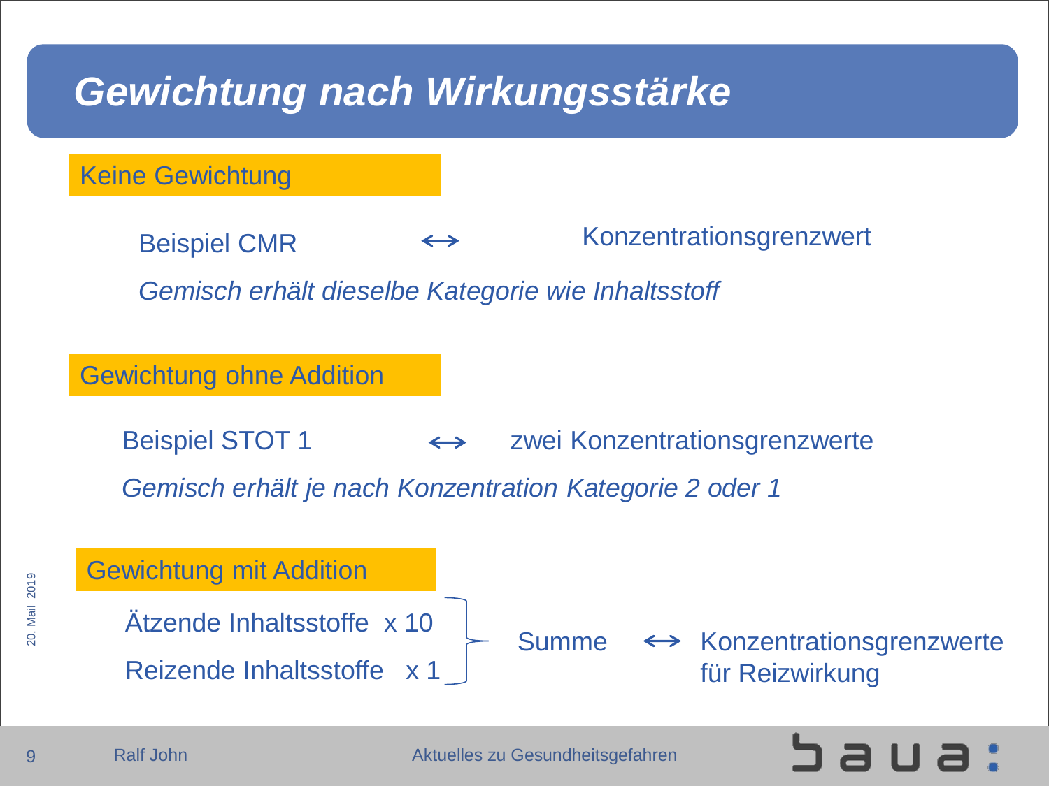# Gewichtung nach Wirkungsstärke

## Keine Gewichtung

Beispiel CMR ↔ Konzentrationsgrenzwert

*Gemisch erhält dieselbe Kategorie wie Inhaltsstoff*

## Gewichtung ohne Addition

Beispiel STOT 1 ↔ zwei Konzentrationsgrenzwerte

*Gemisch erhält je nach Konzentration Kategorie 2 oder 1*

## Gewichtung mit Addition

Ätzende Inhaltsstoffe x 10
Reizende Inhaltsstoffe x 1

Summe ↔ Konzentrationsgrenzwerte für Reizwirkung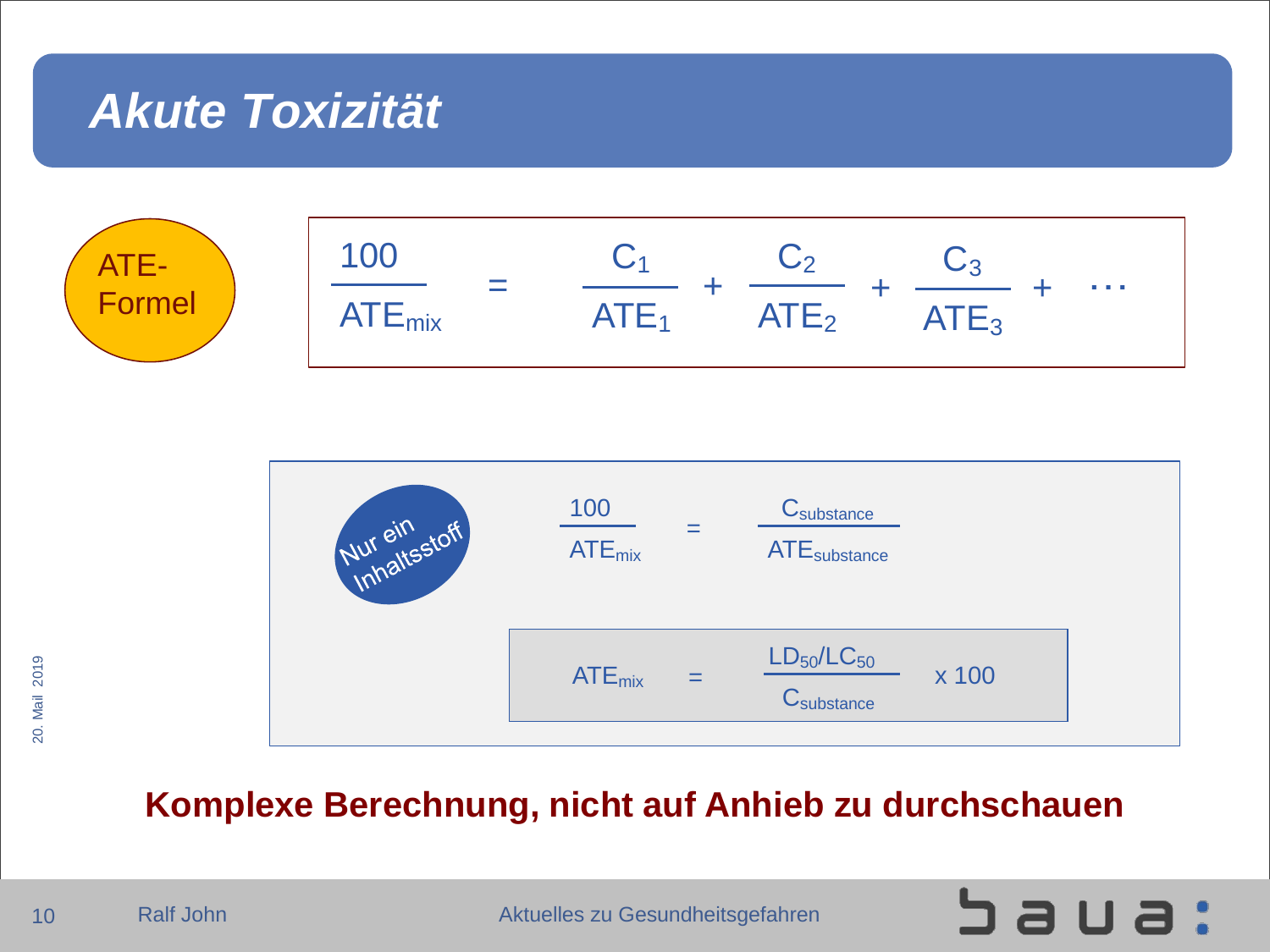# Akute Toxizität

ATE-Formel

$$\frac{100}{ATE_{mix}} = \frac{C_1}{ATE_1} + \frac{C_2}{ATE_2} + \frac{C_3}{ATE_3} + \cdots$$

Nur ein Inhaltsstoff

$$\frac{100}{ATE_{mix}} = \frac{C_{substance}}{ATE_{substance}}$$

$$ATE_{mix} = \frac{LD_{50}/LC_{50}}{C_{substance}} \times 100$$

**Komplexe Berechnung, nicht auf Anhieb zu durchschauen**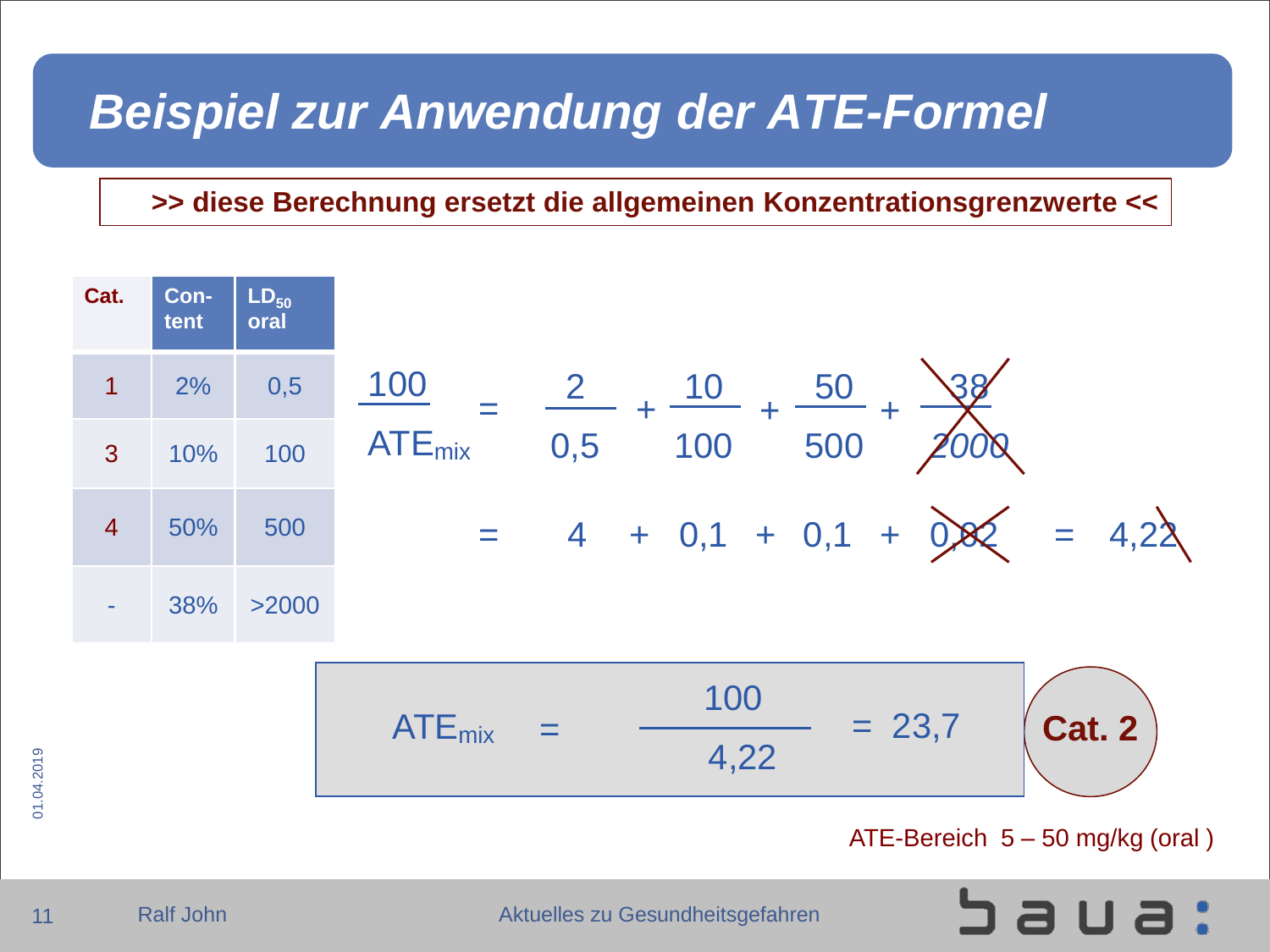# Beispiel zur Anwendung der ATE-Formel

**>> diese Berechnung ersetzt die allgemeinen Konzentrationsgrenzwerte <<**

| Cat. | Content | $LD_{50}$ oral |
|---|---|---|
| 1 | 2% | 0,5 |
| 3 | 10% | 100 |
| 4 | 50% | 500 |
| - | 38% | >2000 |

$$\frac{100}{ATE_{mix}} = \frac{2}{0,5} + \frac{10}{100} + \frac{50}{500} + \cancel{\frac{38}{2000}}$$

$$= 4 + 0,1 + 0,1 + \cancel{0,02} = 4,2\cancel{2}$$

$$ATE_{mix} = \frac{100}{4,22} = 23,7$$

**Cat. 2**

ATE-Bereich 5 – 50 mg/kg (oral )

01.04.2019

Ralf John

Aktuelles zu Gesundheitsgefahren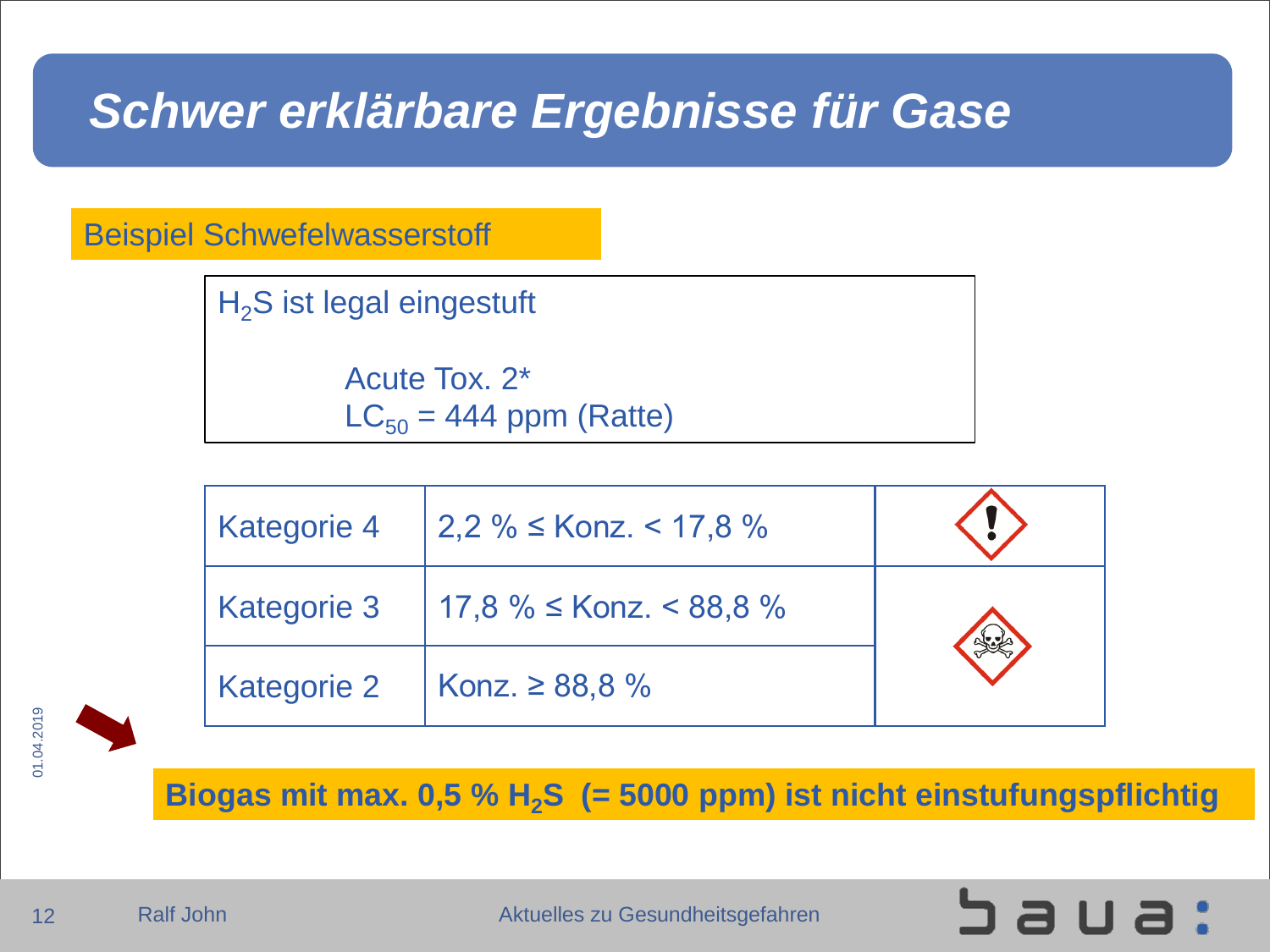# *Schwer erklärbare Ergebnisse für Gase*

Beispiel Schwefelwasserstoff

$H_2S$ ist legal eingestuft

Acute Tox. 2*
$LC_{50}$ = 444 ppm (Ratte)

| Kategorie | Konzentration |
| --- | --- |
| Kategorie 4 | 2,2 % ≤ Konz. < 17,8 % |
| Kategorie 3 | 17,8 % ≤ Konz. < 88,8 % |
| Kategorie 2 | Konz. ≥ 88,8 % |

**Biogas mit max. 0,5 % $H_2S$ (= 5000 ppm) ist nicht einstufungspflichtig**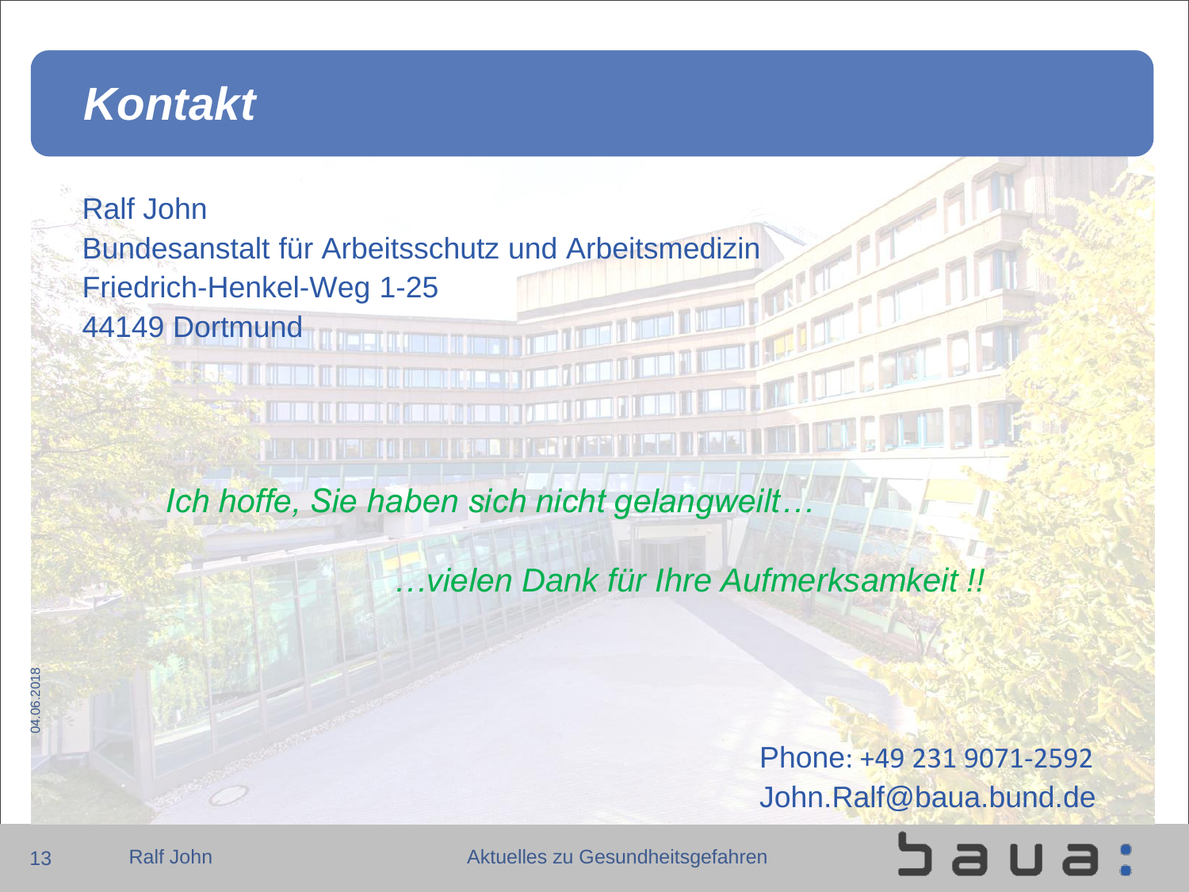# Kontakt

Ralf John
Bundesanstalt für Arbeitsschutz und Arbeitsmedizin
Friedrich-Henkel-Weg 1-25
44149 Dortmund

*Ich hoffe, Sie haben sich nicht gelangweilt…*

*…vielen Dank für Ihre Aufmerksamkeit !!*

Phone: +49 231 9071-2592
John.Ralf@baua.bund.de